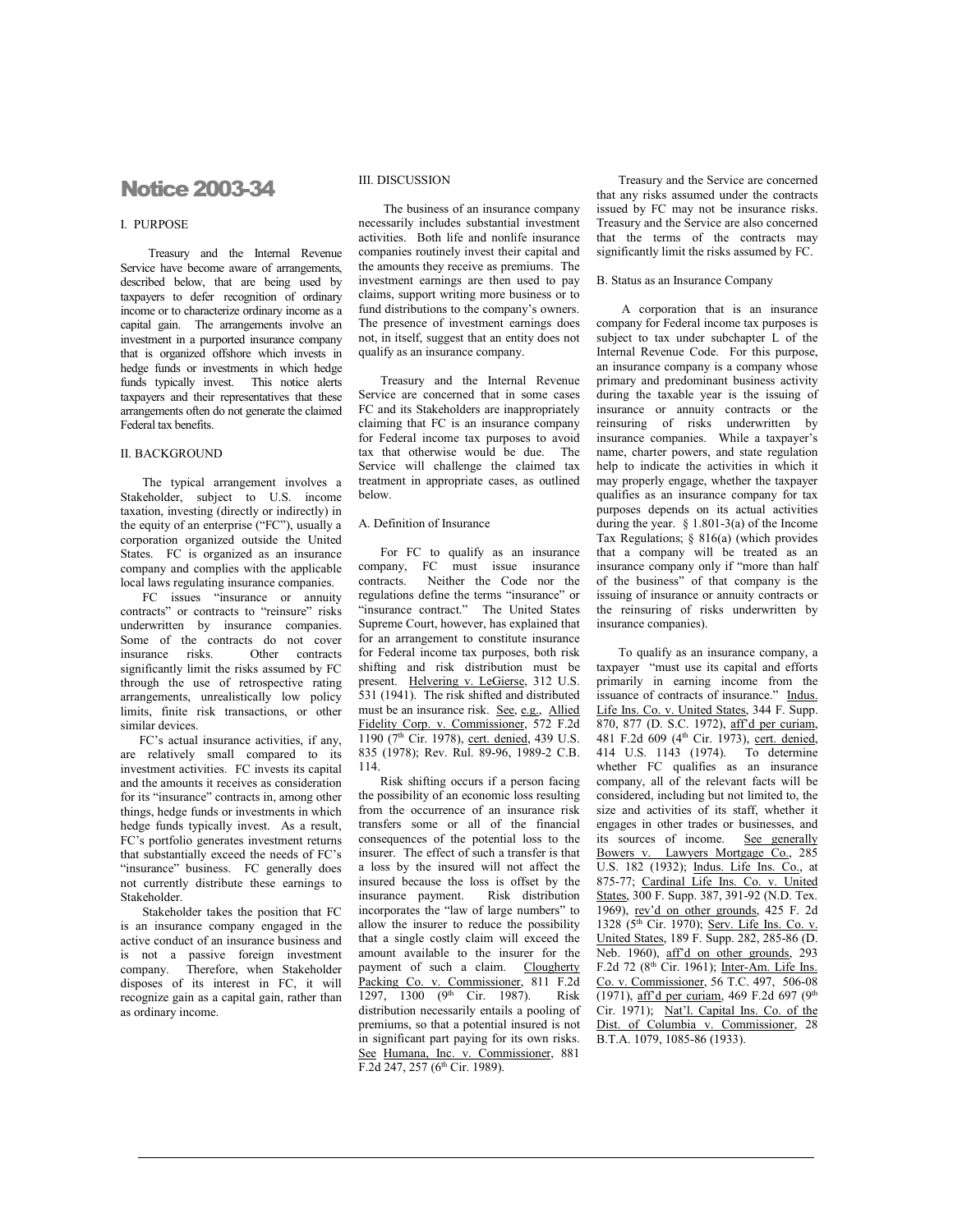# Notice 2003-34

## I. PURPOSE

Treasury and the Internal Revenue Service have become aware of arrangements, described below, that are being used by taxpayers to defer recognition of ordinary income or to characterize ordinary income as a capital gain. The arrangements involve an investment in a purported insurance company that is organized offshore which invests in hedge funds or investments in which hedge funds typically invest. This notice alerts taxpayers and their representatives that these arrangements often do not generate the claimed Federal tax benefits.

## II. BACKGROUND

The typical arrangement involves a Stakeholder, subject to U.S. income taxation, investing (directly or indirectly) in the equity of an enterprise ("FC"), usually a corporation organized outside the United States. FC is organized as an insurance company and complies with the applicable local laws regulating insurance companies.

FC issues "insurance or annuity contracts" or contracts to "reinsure" risks underwritten by insurance companies. Some of the contracts do not cover insurance risks. Other contracts significantly limit the risks assumed by FC through the use of retrospective rating arrangements, unrealistically low policy limits, finite risk transactions, or other similar devices.

FC's actual insurance activities, if any, are relatively small compared to its investment activities. FC invests its capital and the amounts it receives as consideration for its "insurance" contracts in, among other things, hedge funds or investments in which hedge funds typically invest. As a result, FC's portfolio generates investment returns that substantially exceed the needs of FC's "insurance" business. FC generally does not currently distribute these earnings to Stakeholder.

Stakeholder takes the position that FC is an insurance company engaged in the active conduct of an insurance business and is not a passive foreign investment company. Therefore, when Stakeholder disposes of its interest in FC, it will recognize gain as a capital gain, rather than as ordinary income.

## III. DISCUSSION

The business of an insurance company necessarily includes substantial investment activities. Both life and nonlife insurance companies routinely invest their capital and the amounts they receive as premiums. The investment earnings are then used to pay claims, support writing more business or to fund distributions to the company's owners. The presence of investment earnings does not, in itself, suggest that an entity does not qualify as an insurance company.

Treasury and the Internal Revenue Service are concerned that in some cases FC and its Stakeholders are inappropriately claiming that FC is an insurance company for Federal income tax purposes to avoid tax that otherwise would be due. The Service will challenge the claimed tax treatment in appropriate cases, as outlined below.

### A. Definition of Insurance

For FC to qualify as an insurance company, FC must issue insurance contracts. Neither the Code nor the regulations define the terms "insurance" or "insurance contract." The United States Supreme Court, however, has explained that for an arrangement to constitute insurance for Federal income tax purposes, both risk shifting and risk distribution must be present. Helvering v. LeGierse, 312 U.S. 531 (1941). The risk shifted and distributed must be an insurance risk. See, e.g., Allied Fidelity Corp. v. Commissioner, 572 F.2d 1190 (7th Cir. 1978), cert. denied, 439 U.S. 835 (1978); Rev. Rul. 89-96, 1989-2 C.B. 114.

Risk shifting occurs if a person facing the possibility of an economic loss resulting from the occurrence of an insurance risk transfers some or all of the financial consequences of the potential loss to the insurer. The effect of such a transfer is that a loss by the insured will not affect the insured because the loss is offset by the insurance payment. Risk distribution incorporates the "law of large numbers" to allow the insurer to reduce the possibility that a single costly claim will exceed the amount available to the insurer for the payment of such a claim. Clougherty Packing Co. v. Commissioner, 811 F.2d 1297, 1300 (9th Cir. 1987). Risk distribution necessarily entails a pooling of premiums, so that a potential insured is not in significant part paying for its own risks. See Humana, Inc. v. Commissioner, 881 F.2d 247, 257 (6th Cir. 1989).

Treasury and the Service are concerned that any risks assumed under the contracts issued by FC may not be insurance risks. Treasury and the Service are also concerned that the terms of the contracts may significantly limit the risks assumed by FC.

### B. Status as an Insurance Company

A corporation that is an insurance company for Federal income tax purposes is subject to tax under subchapter L of the Internal Revenue Code. For this purpose, an insurance company is a company whose primary and predominant business activity during the taxable year is the issuing of insurance or annuity contracts or the reinsuring of risks underwritten by insurance companies. While a taxpayer's name, charter powers, and state regulation help to indicate the activities in which it may properly engage, whether the taxpayer qualifies as an insurance company for tax purposes depends on its actual activities during the year. § 1.801-3(a) of the Income Tax Regulations; § 816(a) (which provides that a company will be treated as an insurance company only if "more than half of the business" of that company is the issuing of insurance or annuity contracts or the reinsuring of risks underwritten by insurance companies).

To qualify as an insurance company, a taxpayer "must use its capital and efforts primarily in earning income from the issuance of contracts of insurance." Indus. Life Ins. Co. v. United States, 344 F. Supp. 870, 877 (D. S.C. 1972), aff'd per curiam, 481 F.2d 609 (4th Cir. 1973), cert. denied, 414 U.S. 1143 (1974). To determine whether FC qualifies as an insurance company, all of the relevant facts will be considered, including but not limited to, the size and activities of its staff, whether it engages in other trades or businesses, and its sources of income. See generally Bowers v. Lawyers Mortgage Co., 285 U.S. 182 (1932); Indus. Life Ins. Co., at 875-77; Cardinal Life Ins. Co. v. United States, 300 F. Supp. 387, 391-92 (N.D. Tex. 1969), rev'd on other grounds, 425 F. 2d 1328 (5th Cir. 1970); Serv. Life Ins. Co. v. United States, 189 F. Supp. 282, 285-86 (D. Neb. 1960), aff'd on other grounds, 293 F.2d 72 (8th Cir. 1961); Inter-Am. Life Ins. Co. v. Commissioner, 56 T.C. 497, 506-08 (1971), aff'd per curiam, 469 F.2d 697 (9th Cir. 1971); Nat'l. Capital Ins. Co. of the Dist. of Columbia v. Commissioner, 28 B.T.A. 1079, 1085-86 (1933).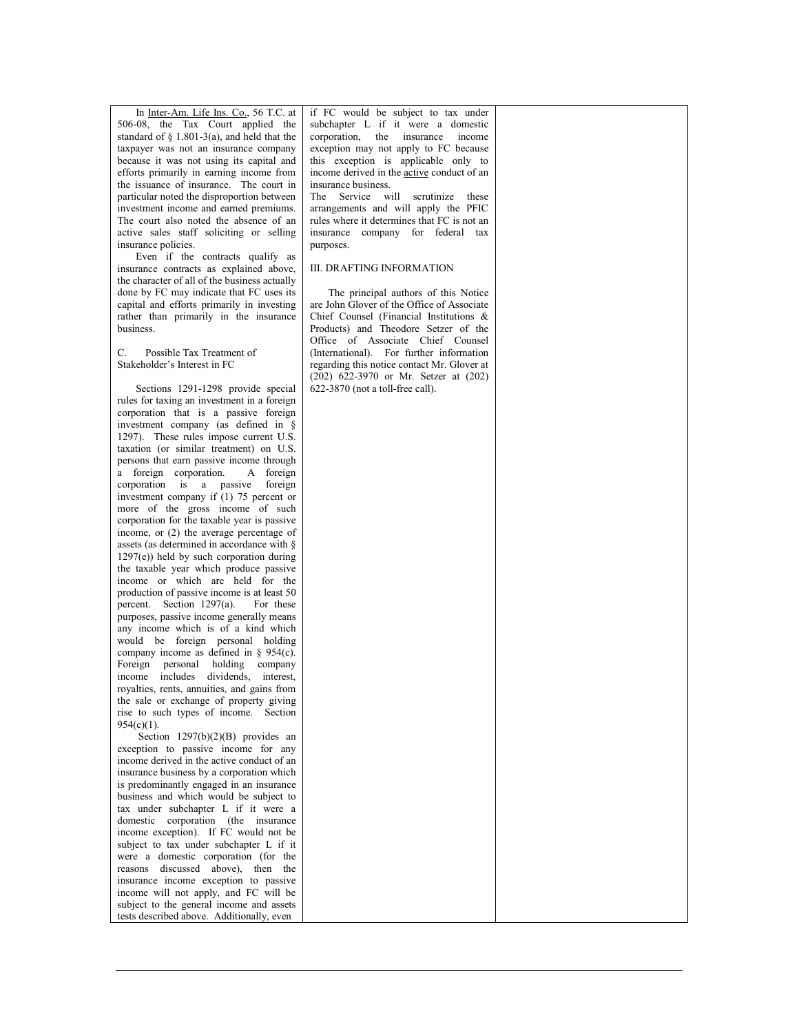In Inter-Am. Life Ins. Co., 56 T.C. at 506-08, the Tax Court applied the standard of § 1.801-3(a), and held that the taxpayer was not an insurance company because it was not using its capital and efforts primarily in earning income from the issuance of insurance. The court in particular noted the disproportion between investment income and earned premiums. The court also noted the absence of an active sales staff soliciting or selling insurance policies.

Even if the contracts qualify as insurance contracts as explained above, the character of all of the business actually done by FC may indicate that FC uses its capital and efforts primarily in investing rather than primarily in the insurance business.

C. Possible Tax Treatment of Stakeholder's Interest in FC

Sections 1291-1298 provide special rules for taxing an investment in a foreign corporation that is a passive foreign investment company (as defined in § 1297). These rules impose current U.S. taxation (or similar treatment) on U.S. persons that earn passive income through a foreign corporation. A foreign corporation is a passive foreign investment company if (1) 75 percent or more of the gross income of such corporation for the taxable year is passive income, or (2) the average percentage of assets (as determined in accordance with § 1297(e)) held by such corporation during the taxable year which produce passive income or which are held for the production of passive income is at least 50 percent. Section 1297(a). For these purposes, passive income generally means any income which is of a kind which would be foreign personal holding company income as defined in § 954(c). Foreign personal holding company income includes dividends, interest, royalties, rents, annuities, and gains from the sale or exchange of property giving rise to such types of income. Section 954(c)(1).

Section 1297(b)(2)(B) provides an exception to passive income for any income derived in the active conduct of an insurance business by a corporation which is predominantly engaged in an insurance business and which would be subject to tax under subchapter L if it were a domestic corporation (the insurance income exception). If FC would not be subject to tax under subchapter L if it were a domestic corporation (for the reasons discussed above), then the insurance income exception to passive income will not apply, and FC will be subject to the general income and assets tests described above. Additionally, even if FC would be subject to tax under subchapter L if it were a domestic corporation, the insurance income exception may not apply to FC because this exception is applicable only to income derived in the active conduct of an insurance business.

The Service will scrutinize these arrangements and will apply the PFIC rules where it determines that FC is not an insurance company for federal tax purposes.

## III. DRAFTING INFORMATION

The principal authors of this Notice are John Glover of the Office of Associate Chief Counsel (Financial Institutions & Products) and Theodore Setzer of the Office of Associate Chief Counsel (International). For further information regarding this notice contact Mr. Glover at (202) 622-3970 or Mr. Setzer at (202) 622-3870 (not a toll-free call).